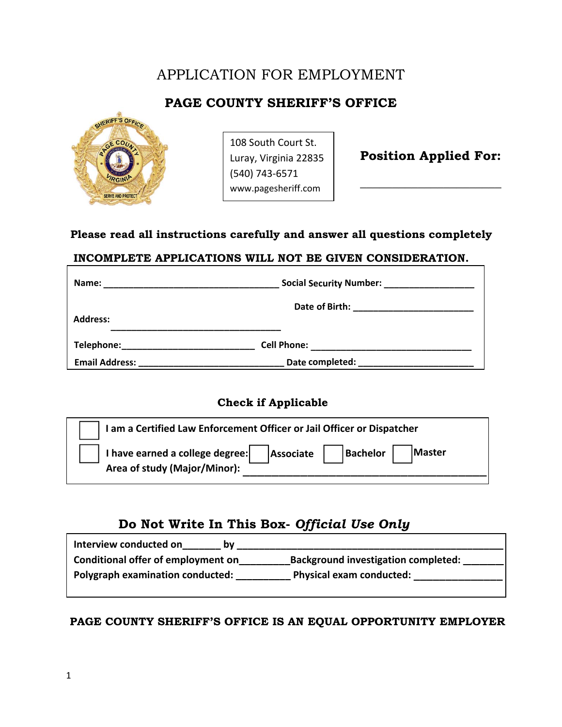# APPLICATION FOR EMPLOYMENT

## PAGE COUNTY SHERIFF'S OFFICE

108 South Court St.
Luray, Virginia 22835
(540) 743-6571
www.pagesheriff.com

**Position Applied For:** ___________________________

**Please read all instructions carefully and answer all questions completely**

**INCOMPLETE APPLICATIONS WILL NOT BE GIVEN CONSIDERATION.**

**Name:** ___________________________________ **Social Security Number:** __________________

**Date of Birth:** ________________________

**Address:** __________________________________

**Telephone:** __________________________ **Cell Phone:** ________________________________

**Email Address:** ____________________________ **Date completed:** _______________________

### Check if Applicable

☐ **I am a Certified Law Enforcement Officer or Jail Officer or Dispatcher**

☐ **I have earned a college degree:** ☐ **Associate** ☐ **Bachelor** ☐ **Master**
**Area of study (Major/Minor):** ______________________________________________

### Do Not Write In This Box- *Official Use Only*

**Interview conducted on**_______ **by** _______________________________________________

**Conditional offer of employment on**_________**Background investigation completed:** _______

**Polygraph examination conducted:** __________ **Physical exam conducted:** ________________

**PAGE COUNTY SHERIFF'S OFFICE IS AN EQUAL OPPORTUNITY EMPLOYER**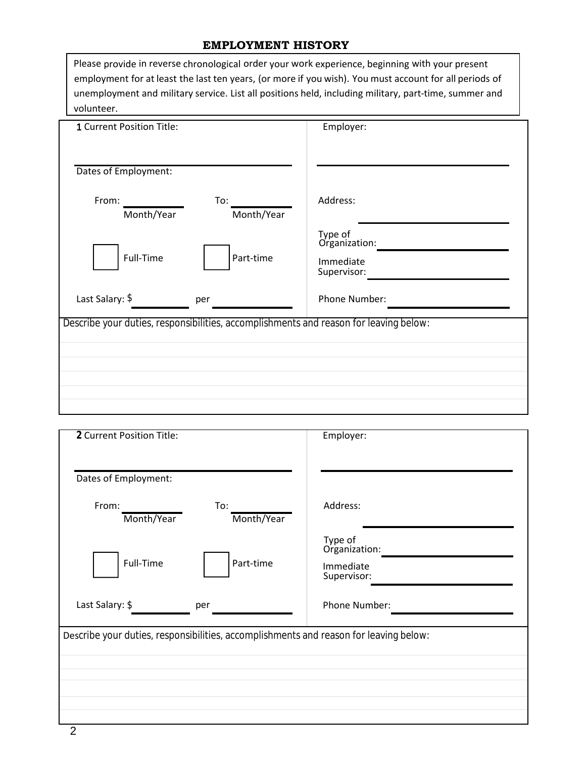## EMPLOYMENT HISTORY

Please provide in reverse chronological order your work experience, beginning with your present employment for at least the last ten years, (or more if you wish). You must account for all periods of unemployment and military service. List all positions held, including military, part-time, summer and volunteer.

**1** Current Position Title: ______________________________

Employer: ______________________________

Dates of Employment:

From: __________ To: __________
Month/Year Month/Year

Address: ______________________________

Type of Organization: ______________________________

☐ Full-Time ☐ Part-time

Immediate Supervisor: ______________________________

Last Salary: $ __________ per __________

Phone Number: ______________________________

Describe your duties, responsibilities, accomplishments and reason for leaving below:

&nbsp;

&nbsp;

&nbsp;

**2** Current Position Title: ______________________________

Employer: ______________________________

Dates of Employment:

From: __________ To: __________
Month/Year Month/Year

Address: ______________________________

Type of Organization: ______________________________

☐ Full-Time ☐ Part-time

Immediate Supervisor: ______________________________

Last Salary: $ __________ per __________

Phone Number: ______________________________

Describe your duties, responsibilities, accomplishments and reason for leaving below: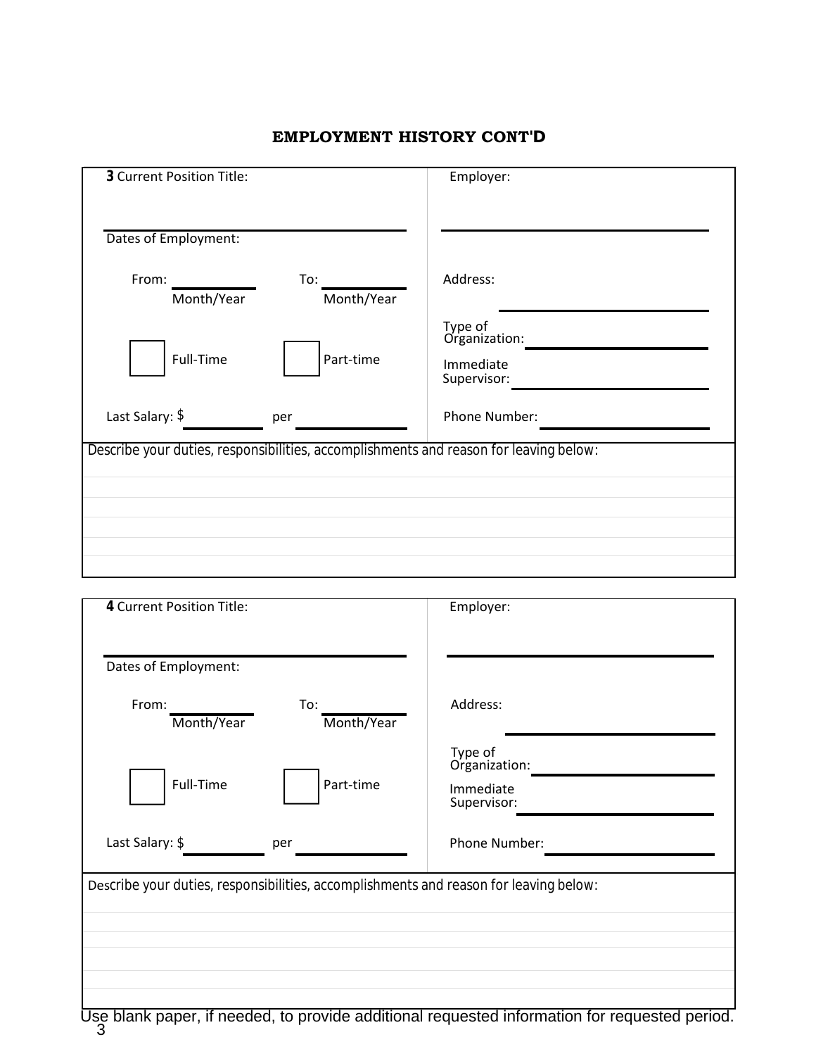## EMPLOYMENT HISTORY CONT'D

**3** Current Position Title: ______________________

Employer: ______________________

Dates of Employment:

From: ____________ To: ____________
Month/Year Month/Year

Address: ______________________

Type of Organization: ______________________

☐ Full-Time ☐ Part-time

Immediate Supervisor: ______________________

Last Salary: $ __________ per __________

Phone Number: ______________________

Describe your duties, responsibilities, accomplishments and reason for leaving below:

______________________________________________________________________

______________________________________________________________________

______________________________________________________________________

______________________________________________________________________

______________________________________________________________________

---

**4** Current Position Title: ______________________

Employer: ______________________

Dates of Employment:

From: ____________ To: ____________
Month/Year Month/Year

Address: ______________________

Type of Organization: ______________________

☐ Full-Time ☐ Part-time

Immediate Supervisor: ______________________

Last Salary: $ __________ per __________

Phone Number: ______________________

Describe your duties, responsibilities, accomplishments and reason for leaving below:

______________________________________________________________________

______________________________________________________________________

______________________________________________________________________

______________________________________________________________________

______________________________________________________________________

Use blank paper, if needed, to provide additional requested information for requested period.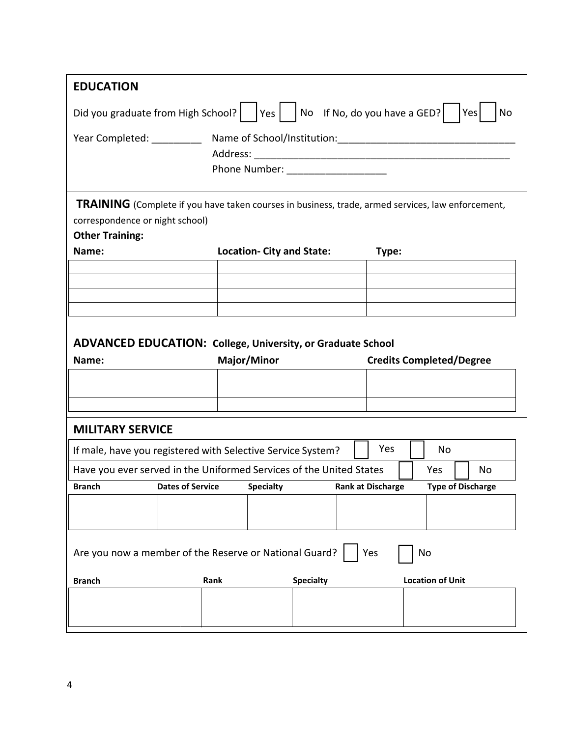## EDUCATION

Did you graduate from High School? ☐ Yes ☐ No If No, do you have a GED? ☐ Yes ☐ No

Year Completed: _________ Name of School/Institution: _______________________________

Address: _______________________________________________

Phone Number: __________________

## TRAINING (Complete if you have taken courses in business, trade, armed services, law enforcement, correspondence or night school)

**Other Training:**

| Name: | Location- City and State: | Type: |
|---|---|---|
| | | |
| | | |
| | | |
| | | |

## ADVANCED EDUCATION: College, University, or Graduate School

| Name: | Major/Minor | Credits Completed/Degree |
|---|---|---|
| | | |
| | | |
| | | |

## MILITARY SERVICE

If male, have you registered with Selective Service System? ☐ Yes ☐ No

Have you ever served in the Uniformed Services of the United States ☐ Yes ☐ No

| Branch | Dates of Service | Specialty | Rank at Discharge | Type of Discharge |
|---|---|---|---|---|
| | | | | |

Are you now a member of the Reserve or National Guard? ☐ Yes ☐ No

| Branch | Rank | Specialty | Location of Unit |
|---|---|---|---|
| | | | |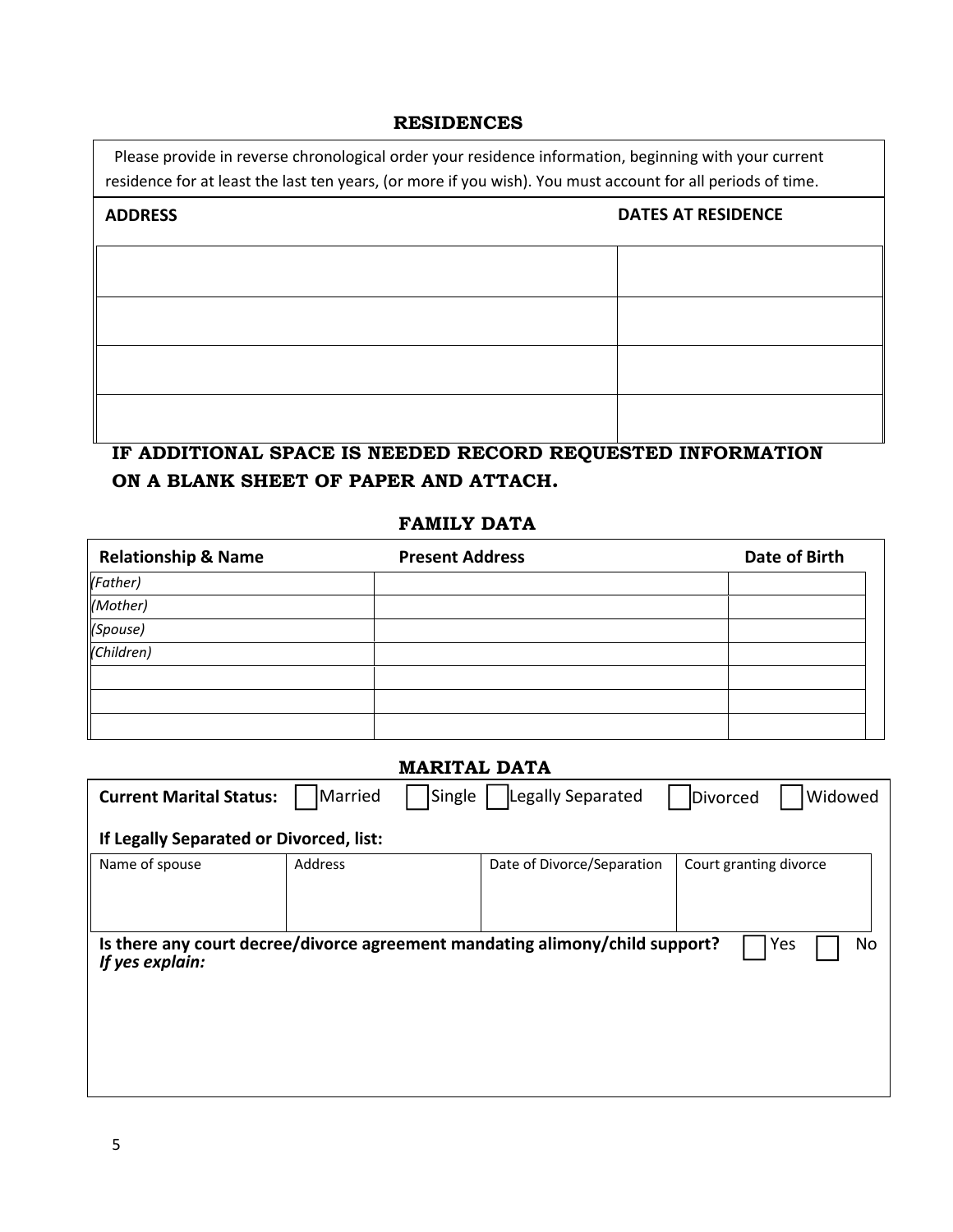## RESIDENCES

Please provide in reverse chronological order your residence information, beginning with your current residence for at least the last ten years, (or more if you wish). You must account for all periods of time.

| ADDRESS | DATES AT RESIDENCE |
|---|---|
| | |
| | |
| | |
| | |

**IF ADDITIONAL SPACE IS NEEDED RECORD REQUESTED INFORMATION ON A BLANK SHEET OF PAPER AND ATTACH.**

## FAMILY DATA

| Relationship & Name | Present Address | Date of Birth |
|---|---|---|
| *(Father)* | | |
| *(Mother)* | | |
| *(Spouse)* | | |
| *(Children)* | | |
| | | |
| | | |
| | | |

## MARITAL DATA

**Current Marital Status:** ☐ Married ☐ Single ☐ Legally Separated ☐ Divorced ☐ Widowed

**If Legally Separated or Divorced, list:**

| Name of spouse | Address | Date of Divorce/Separation | Court granting divorce |
|---|---|---|---|
| | | | |

**Is there any court decree/divorce agreement mandating alimony/child support?** ☐ Yes ☐ No

***If yes explain:***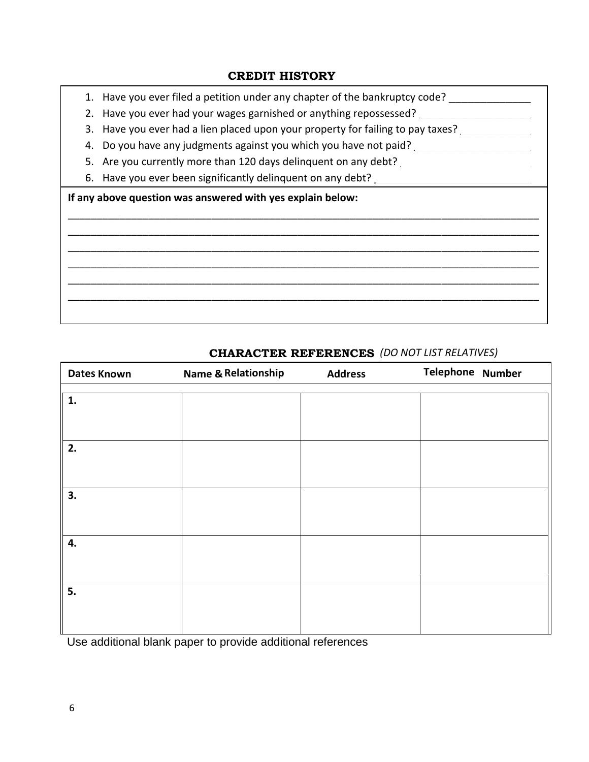## CREDIT HISTORY

1. Have you ever filed a petition under any chapter of the bankruptcy code? ______________
2. Have you ever had your wages garnished or anything repossessed? ______________
3. Have you ever had a lien placed upon your property for failing to pay taxes? ______________
4. Do you have any judgments against you which you have not paid? ______________
5. Are you currently more than 120 days delinquent on any debt? ______________
6. Have you ever been significantly delinquent on any debt? ______________

**If any above question was answered with yes explain below:**

______________________________________________________________________________________
______________________________________________________________________________________
______________________________________________________________________________________
______________________________________________________________________________________
______________________________________________________________________________________
______________________________________________________________________________________

## CHARACTER REFERENCES *(DO NOT LIST RELATIVES)*

| Dates Known | Name & Relationship | Address | Telephone Number |
|---|---|---|---|
| **1.** | | | |
| **2.** | | | |
| **3.** | | | |
| **4.** | | | |
| **5.** | | | |

Use additional blank paper to provide additional references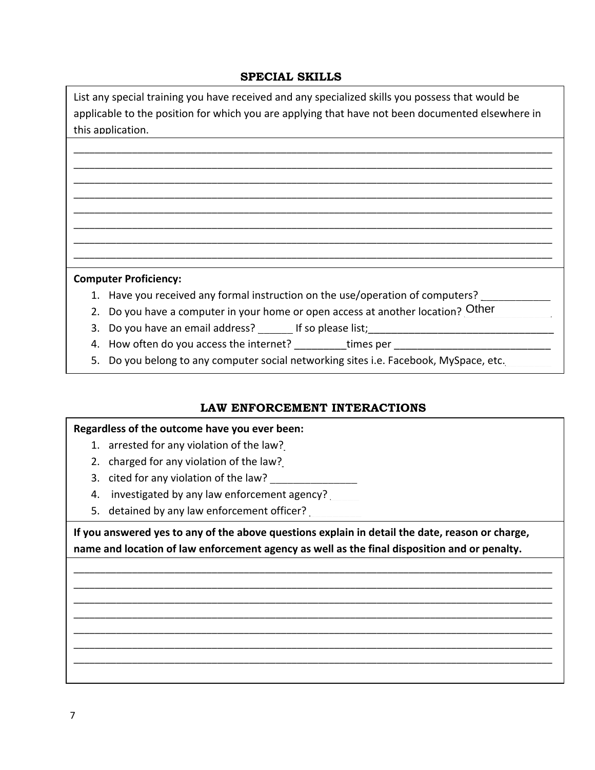## SPECIAL SKILLS

List any special training you have received and any specialized skills you possess that would be applicable to the position for which you are applying that have not been documented elsewhere in this application.

_______________________________________________________________________________________
_______________________________________________________________________________________
_______________________________________________________________________________________
_______________________________________________________________________________________
_______________________________________________________________________________________
_______________________________________________________________________________________
_______________________________________________________________________________________
_______________________________________________________________________________________

**Computer Proficiency:**

1. Have you received any formal instruction on the use/operation of computers? ____________
2. Do you have a computer in your home or open access at another location? Other
3. Do you have an email address? ______ If so please list;__________________________________
4. How often do you access the internet? _________times per ____________________________
5. Do you belong to any computer social networking sites i.e. Facebook, MySpace, etc.

## LAW ENFORCEMENT INTERACTIONS

**Regardless of the outcome have you ever been:**

1. arrested for any violation of the law?
2. charged for any violation of the law?
3. cited for any violation of the law? _______________
4. investigated by any law enforcement agency?
5. detained by any law enforcement officer?

**If you answered yes to any of the above questions explain in detail the date, reason or charge, name and location of law enforcement agency as well as the final disposition and or penalty.**

_______________________________________________________________________________________
_______________________________________________________________________________________
_______________________________________________________________________________________
_______________________________________________________________________________________
_______________________________________________________________________________________
_______________________________________________________________________________________
_______________________________________________________________________________________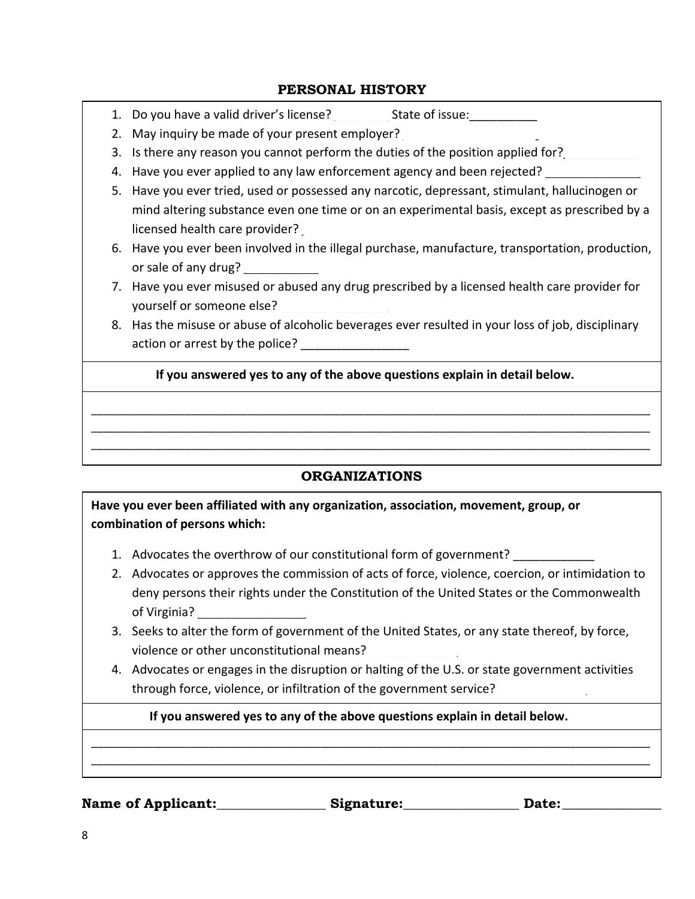## PERSONAL HISTORY

1. Do you have a valid driver's license? ________ State of issue: __________
2. May inquiry be made of your present employer? ________
3. Is there any reason you cannot perform the duties of the position applied for? ________
4. Have you ever applied to any law enforcement agency and been rejected? ______________
5. Have you ever tried, used or possessed any narcotic, depressant, stimulant, hallucinogen or mind altering substance even one time or on an experimental basis, except as prescribed by a licensed health care provider? ________
6. Have you ever been involved in the illegal purchase, manufacture, transportation, production, or sale of any drug? ___________
7. Have you ever misused or abused any drug prescribed by a licensed health care provider for yourself or someone else? ________________
8. Has the misuse or abuse of alcoholic beverages ever resulted in your loss of job, disciplinary action or arrest by the police? ________________

**If you answered yes to any of the above questions explain in detail below.**

_______________________________________________________________________________________

_______________________________________________________________________________________

_______________________________________________________________________________________

## ORGANIZATIONS

**Have you ever been affiliated with any organization, association, movement, group, or combination of persons which:**

1. Advocates the overthrow of our constitutional form of government? ____________
2. Advocates or approves the commission of acts of force, violence, coercion, or intimidation to deny persons their rights under the Constitution of the United States or the Commonwealth of Virginia? ________________
3. Seeks to alter the form of government of the United States, or any state thereof, by force, violence or other unconstitutional means? ______________
4. Advocates or engages in the disruption or halting of the U.S. or state government activities through force, violence, or infiltration of the government service? ______________

**If you answered yes to any of the above questions explain in detail below.**

_______________________________________________________________________________________

_______________________________________________________________________________________

**Name of Applicant:**________________ **Signature:**_________________ **Date:**______________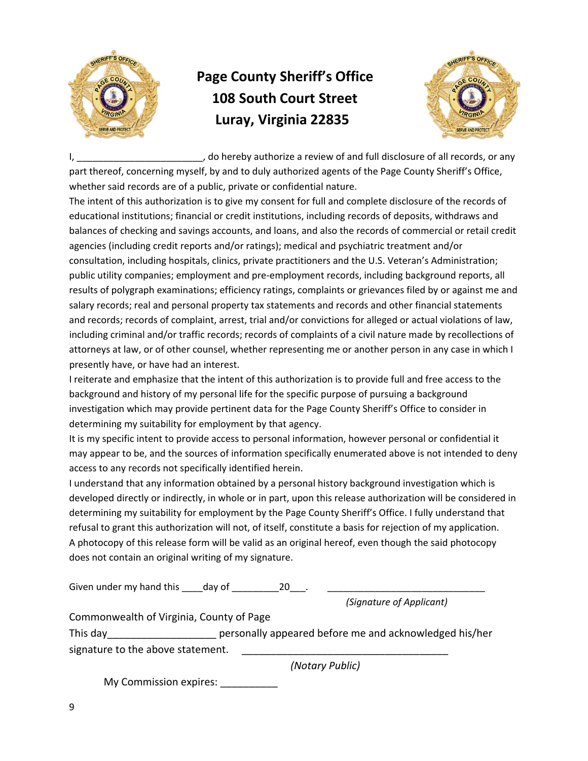# Page County Sheriff's Office
## 108 South Court Street
## Luray, Virginia 22835

I, ________________________, do hereby authorize a review of and full disclosure of all records, or any part thereof, concerning myself, by and to duly authorized agents of the Page County Sheriff's Office, whether said records are of a public, private or confidential nature.

The intent of this authorization is to give my consent for full and complete disclosure of the records of educational institutions; financial or credit institutions, including records of deposits, withdraws and balances of checking and savings accounts, and loans, and also the records of commercial or retail credit agencies (including credit reports and/or ratings); medical and psychiatric treatment and/or consultation, including hospitals, clinics, private practitioners and the U.S. Veteran's Administration; public utility companies; employment and pre-employment records, including background reports, all results of polygraph examinations; efficiency ratings, complaints or grievances filed by or against me and salary records; real and personal property tax statements and records and other financial statements and records; records of complaint, arrest, trial and/or convictions for alleged or actual violations of law, including criminal and/or traffic records; records of complaints of a civil nature made by recollections of attorneys at law, or of other counsel, whether representing me or another person in any case in which I presently have, or have had an interest.

I reiterate and emphasize that the intent of this authorization is to provide full and free access to the background and history of my personal life for the specific purpose of pursuing a background investigation which may provide pertinent data for the Page County Sheriff's Office to consider in determining my suitability for employment by that agency.

It is my specific intent to provide access to personal information, however personal or confidential it may appear to be, and the sources of information specifically enumerated above is not intended to deny access to any records not specifically identified herein.

I understand that any information obtained by a personal history background investigation which is developed directly or indirectly, in whole or in part, upon this release authorization will be considered in determining my suitability for employment by the Page County Sheriff's Office. I fully understand that refusal to grant this authorization will not, of itself, constitute a basis for rejection of my application.

A photocopy of this release form will be valid as an original hereof, even though the said photocopy does not contain an original writing of my signature.

Given under my hand this ____day of _________20___.     ______________________________

*(Signature of Applicant)*

Commonwealth of Virginia, County of Page

This day___________________ personally appeared before me and acknowledged his/her signature to the above statement.     ____________________________________

*(Notary Public)*

My Commission expires: __________